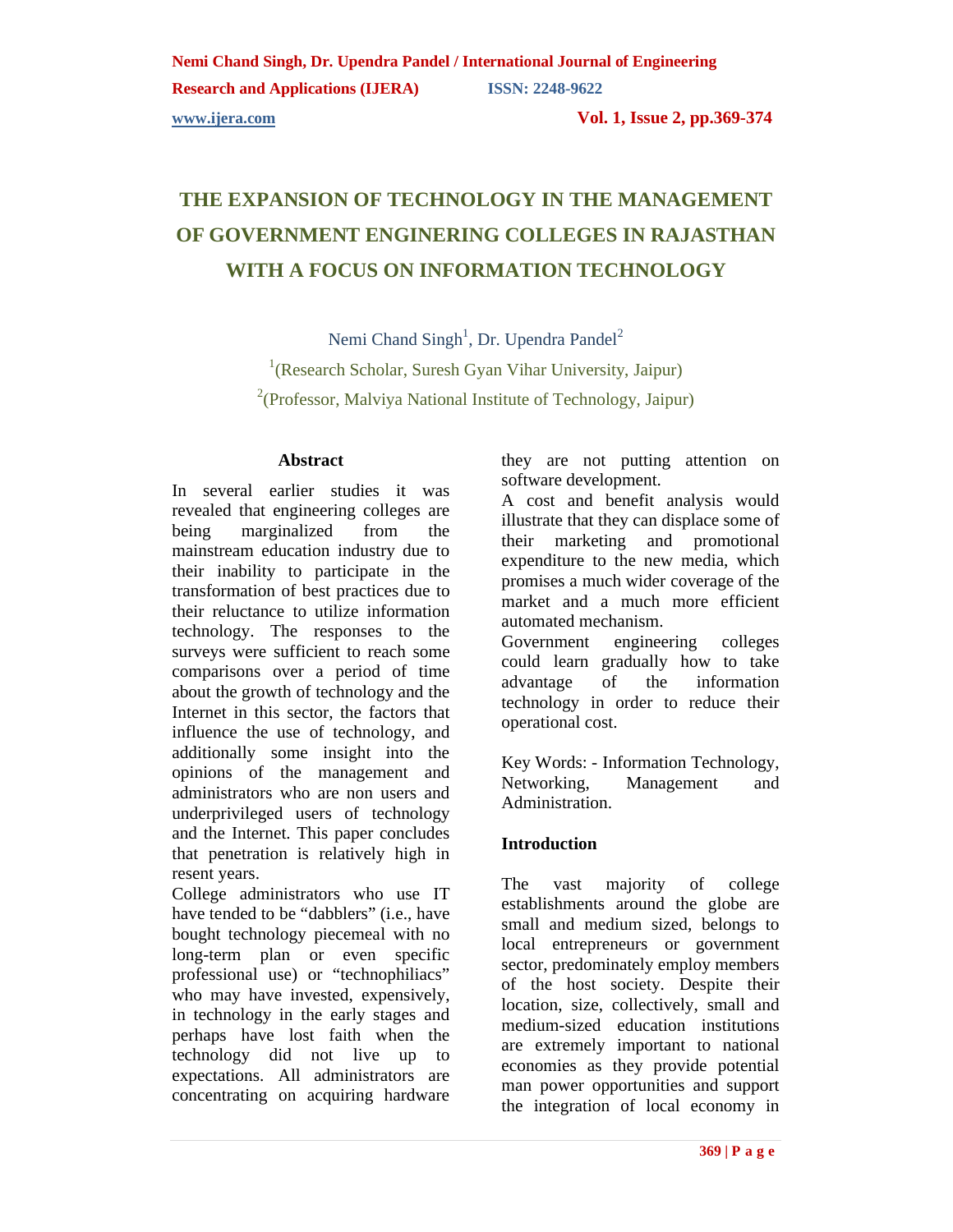# THE EXPANSION OF TECHNOLOGY IN THE MANAGEMENT OF GOVERNMENT ENGINERING COLLEGES IN RAJASTHAN WITH A FOCUS ON INFORMATION TECHNOLOGY

Nemi Chand Singh[1], Dr. Upendra Pandel[2]

[1](Research Scholar, Suresh Gyan Vihar University, Jaipur)

[2](Professor, Malviya National Institute of Technology, Jaipur)

## Abstract

In several earlier studies it was revealed that engineering colleges are being marginalized from the mainstream education industry due to their inability to participate in the transformation of best practices due to their reluctance to utilize information technology. The responses to the surveys were sufficient to reach some comparisons over a period of time about the growth of technology and the Internet in this sector, the factors that influence the use of technology, and additionally some insight into the opinions of the management and administrators who are non users and underprivileged users of technology and the Internet. This paper concludes that penetration is relatively high in resent years.

College administrators who use IT have tended to be "dabblers" (i.e., have bought technology piecemeal with no long-term plan or even specific professional use) or "technophiliacs" who may have invested, expensively, in technology in the early stages and perhaps have lost faith when the technology did not live up to expectations. All administrators are concentrating on acquiring hardware they are not putting attention on software development.

A cost and benefit analysis would illustrate that they can displace some of their marketing and promotional expenditure to the new media, which promises a much wider coverage of the market and a much more efficient automated mechanism.

Government engineering colleges could learn gradually how to take advantage of the information technology in order to reduce their operational cost.

Key Words: - Information Technology, Networking, Management and Administration.

## Introduction

The vast majority of college establishments around the globe are small and medium sized, belongs to local entrepreneurs or government sector, predominately employ members of the host society. Despite their location, size, collectively, small and medium-sized education institutions are extremely important to national economies as they provide potential man power opportunities and support the integration of local economy in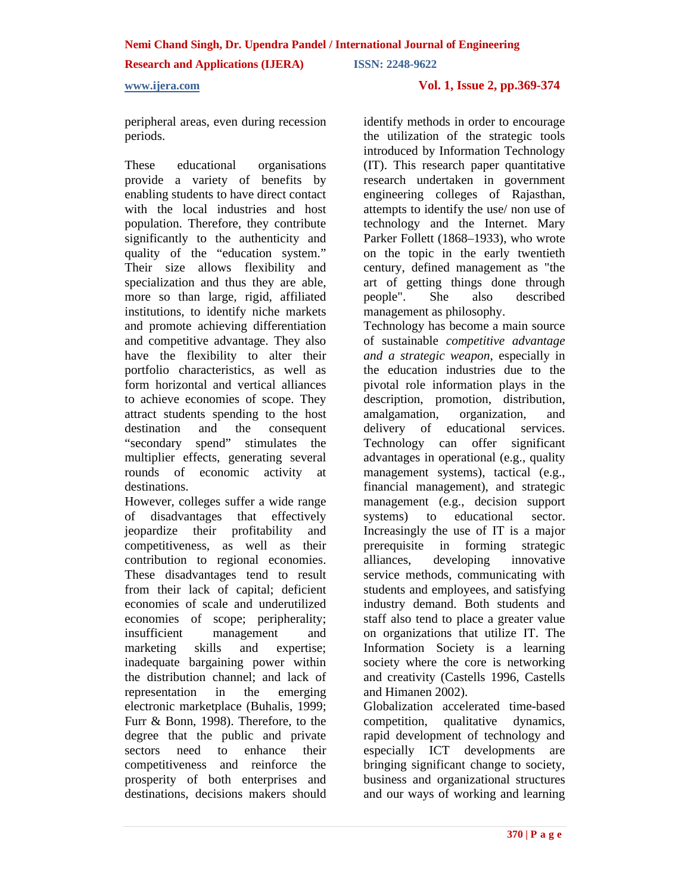peripheral areas, even during recession periods.

These educational organisations provide a variety of benefits by enabling students to have direct contact with the local industries and host population. Therefore, they contribute significantly to the authenticity and quality of the "education system." Their size allows flexibility and specialization and thus they are able, more so than large, rigid, affiliated institutions, to identify niche markets and promote achieving differentiation and competitive advantage. They also have the flexibility to alter their portfolio characteristics, as well as form horizontal and vertical alliances to achieve economies of scope. They attract students spending to the host destination and the consequent "secondary spend" stimulates the multiplier effects, generating several rounds of economic activity at destinations.
However, colleges suffer a wide range of disadvantages that effectively jeopardize their profitability and competitiveness, as well as their contribution to regional economies. These disadvantages tend to result from their lack of capital; deficient economies of scale and underutilized economies of scope; peripherality; insufficient management and marketing skills and expertise; inadequate bargaining power within the distribution channel; and lack of representation in the emerging electronic marketplace (Buhalis, 1999; Furr & Bonn, 1998). Therefore, to the degree that the public and private sectors need to enhance their competitiveness and reinforce the prosperity of both enterprises and destinations, decisions makers should identify methods in order to encourage the utilization of the strategic tools introduced by Information Technology (IT). This research paper quantitative research undertaken in government engineering colleges of Rajasthan, attempts to identify the use/ non use of technology and the Internet. Mary Parker Follett (1868–1933), who wrote on the topic in the early twentieth century, defined management as "the art of getting things done through people". She also described management as philosophy.
Technology has become a main source of sustainable *competitive advantage and a strategic weapon*, especially in the education industries due to the pivotal role information plays in the description, promotion, distribution, amalgamation, organization, and delivery of educational services. Technology can offer significant advantages in operational (e.g., quality management systems), tactical (e.g., financial management), and strategic management (e.g., decision support systems) to educational sector. Increasingly the use of IT is a major prerequisite in forming strategic alliances, developing innovative service methods, communicating with students and employees, and satisfying industry demand. Both students and staff also tend to place a greater value on organizations that utilize IT. The Information Society is a learning society where the core is networking and creativity (Castells 1996, Castells and Himanen 2002).
Globalization accelerated time-based competition, qualitative dynamics, rapid development of technology and especially ICT developments are bringing significant change to society, business and organizational structures and our ways of working and learning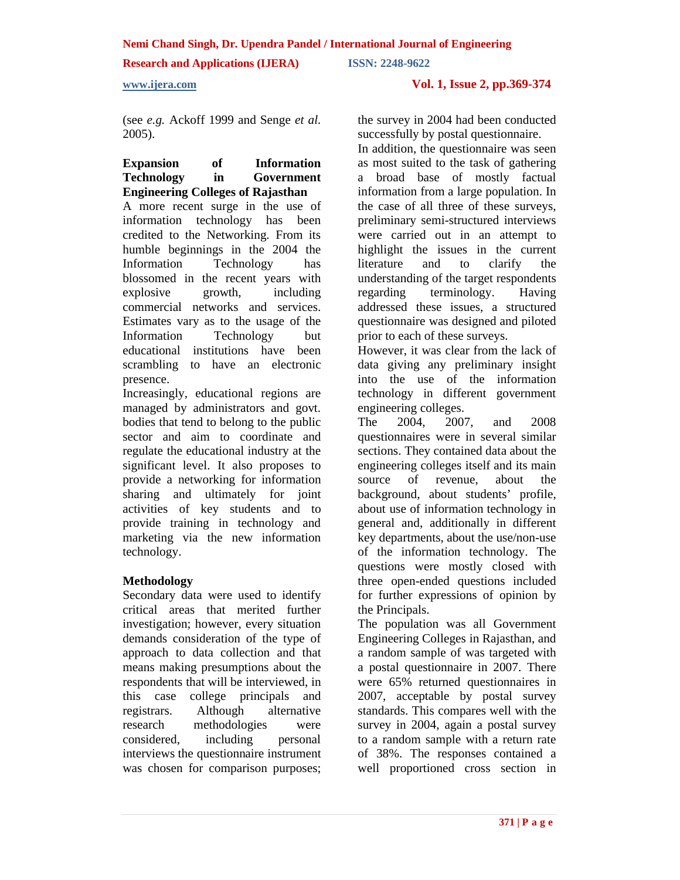(see *e.g.* Ackoff 1999 and Senge *et al.* 2005).

## Expansion of Information Technology in Government Engineering Colleges of Rajasthan

A more recent surge in the use of information technology has been credited to the Networking. From its humble beginnings in the 2004 the Information Technology has blossomed in the recent years with explosive growth, including commercial networks and services. Estimates vary as to the usage of the Information Technology but educational institutions have been scrambling to have an electronic presence.

Increasingly, educational regions are managed by administrators and govt. bodies that tend to belong to the public sector and aim to coordinate and regulate the educational industry at the significant level. It also proposes to provide a networking for information sharing and ultimately for joint activities of key students and to provide training in technology and marketing via the new information technology.

## Methodology

Secondary data were used to identify critical areas that merited further investigation; however, every situation demands consideration of the type of approach to data collection and that means making presumptions about the respondents that will be interviewed, in this case college principals and registrars. Although alternative research methodologies were considered, including personal interviews the questionnaire instrument was chosen for comparison purposes; the survey in 2004 had been conducted successfully by postal questionnaire.

In addition, the questionnaire was seen as most suited to the task of gathering a broad base of mostly factual information from a large population. In the case of all three of these surveys, preliminary semi-structured interviews were carried out in an attempt to highlight the issues in the current literature and to clarify the understanding of the target respondents regarding terminology. Having addressed these issues, a structured questionnaire was designed and piloted prior to each of these surveys.

However, it was clear from the lack of data giving any preliminary insight into the use of the information technology in different government engineering colleges.

The 2004, 2007, and 2008 questionnaires were in several similar sections. They contained data about the engineering colleges itself and its main source of revenue, about the background, about students' profile, about use of information technology in general and, additionally in different key departments, about the use/non-use of the information technology. The questions were mostly closed with three open-ended questions included for further expressions of opinion by the Principals.

The population was all Government Engineering Colleges in Rajasthan, and a random sample of was targeted with a postal questionnaire in 2007. There were 65% returned questionnaires in 2007, acceptable by postal survey standards. This compares well with the survey in 2004, again a postal survey to a random sample with a return rate of 38%. The responses contained a well proportioned cross section in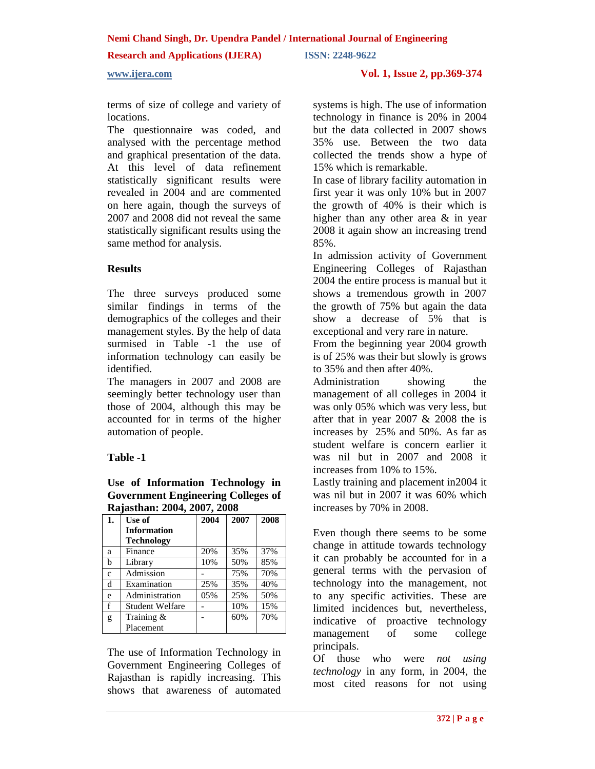terms of size of college and variety of locations.

The questionnaire was coded, and analysed with the percentage method and graphical presentation of the data. At this level of data refinement statistically significant results were revealed in 2004 and are commented on here again, though the surveys of 2007 and 2008 did not reveal the same statistically significant results using the same method for analysis.

## Results

The three surveys produced some similar findings in terms of the demographics of the colleges and their management styles. By the help of data surmised in Table -1 the use of information technology can easily be identified.

The managers in 2007 and 2008 are seemingly better technology user than those of 2004, although this may be accounted for in terms of the higher automation of people.

**Table -1**

**Use of Information Technology in Government Engineering Colleges of Rajasthan: 2004, 2007, 2008**

| 1. | Use of Information Technology | 2004 | 2007 | 2008 |
|---|---|---|---|---|
| a | Finance | 20% | 35% | 37% |
| b | Library | 10% | 50% | 85% |
| c | Admission | - | 75% | 70% |
| d | Examination | 25% | 35% | 40% |
| e | Administration | 05% | 25% | 50% |
| f | Student Welfare | - | 10% | 15% |
| g | Training & Placement | - | 60% | 70% |

The use of Information Technology in Government Engineering Colleges of Rajasthan is rapidly increasing. This shows that awareness of automated systems is high. The use of information technology in finance is 20% in 2004 but the data collected in 2007 shows 35% use. Between the two data collected the trends show a hype of 15% which is remarkable.

In case of library facility automation in first year it was only 10% but in 2007 the growth of 40% is their which is higher than any other area & in year 2008 it again show an increasing trend 85%.

In admission activity of Government Engineering Colleges of Rajasthan 2004 the entire process is manual but it shows a tremendous growth in 2007 the growth of 75% but again the data show a decrease of 5% that is exceptional and very rare in nature.

From the beginning year 2004 growth is of 25% was their but slowly is grows to 35% and then after 40%.

Administration showing the management of all colleges in 2004 it was only 05% which was very less, but after that in year 2007 & 2008 the is increases by 25% and 50%. As far as student welfare is concern earlier it was nil but in 2007 and 2008 it increases from 10% to 15%.

Lastly training and placement in2004 it was nil but in 2007 it was 60% which increases by 70% in 2008.

Even though there seems to be some change in attitude towards technology it can probably be accounted for in a general terms with the pervasion of technology into the management, not to any specific activities. These are limited incidences but, nevertheless, indicative of proactive technology management of some college principals.

Of those who were *not using technology* in any form, in 2004, the most cited reasons for not using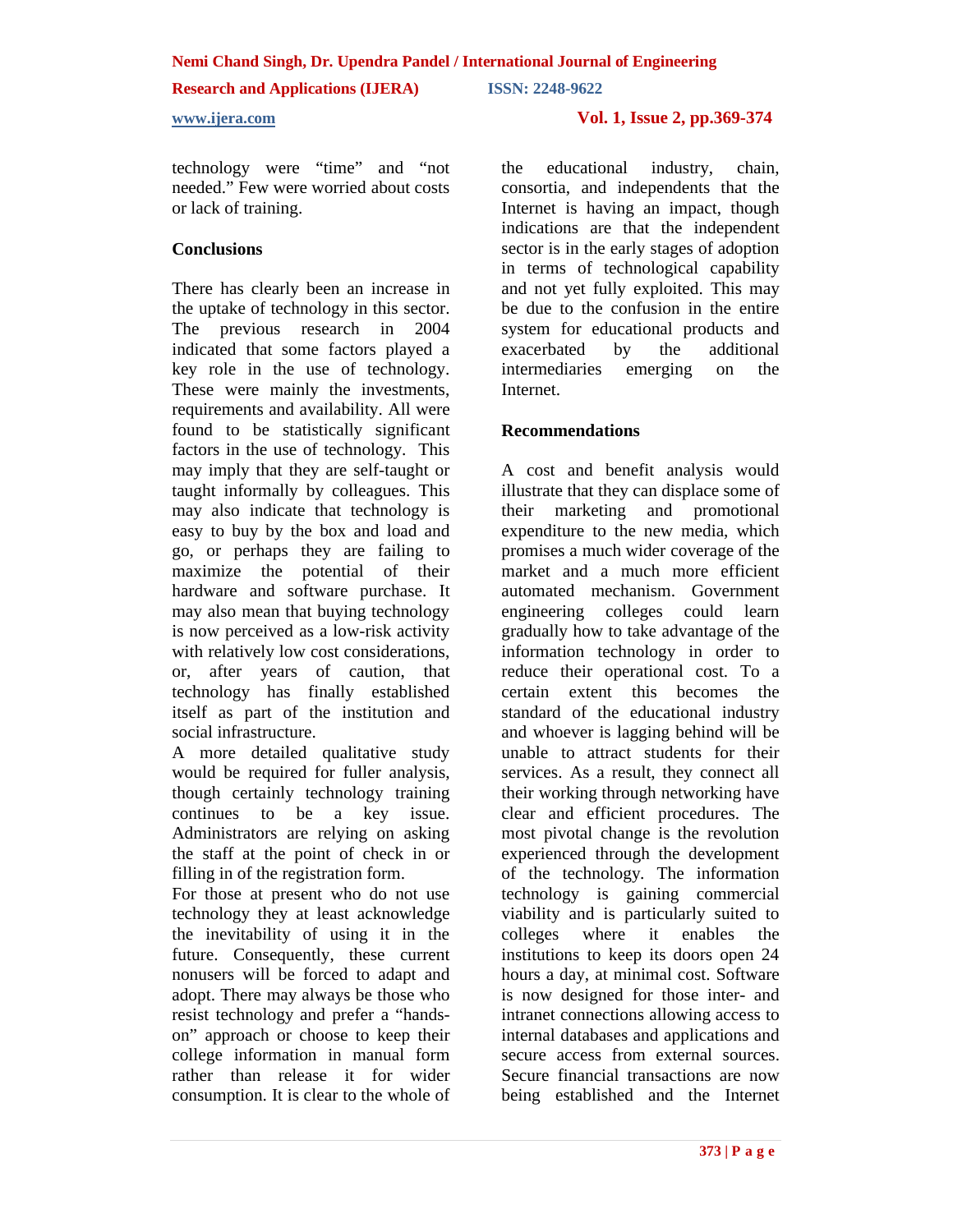technology were "time" and "not needed." Few were worried about costs or lack of training.

## Conclusions

There has clearly been an increase in the uptake of technology in this sector. The previous research in 2004 indicated that some factors played a key role in the use of technology. These were mainly the investments, requirements and availability. All were found to be statistically significant factors in the use of technology. This may imply that they are self-taught or taught informally by colleagues. This may also indicate that technology is easy to buy by the box and load and go, or perhaps they are failing to maximize the potential of their hardware and software purchase. It may also mean that buying technology is now perceived as a low-risk activity with relatively low cost considerations, or, after years of caution, that technology has finally established itself as part of the institution and social infrastructure.

A more detailed qualitative study would be required for fuller analysis, though certainly technology training continues to be a key issue. Administrators are relying on asking the staff at the point of check in or filling in of the registration form.

For those at present who do not use technology they at least acknowledge the inevitability of using it in the future. Consequently, these current nonusers will be forced to adapt and adopt. There may always be those who resist technology and prefer a "hands-on" approach or choose to keep their college information in manual form rather than release it for wider consumption. It is clear to the whole of the educational industry, chain, consortia, and independents that the Internet is having an impact, though indications are that the independent sector is in the early stages of adoption in terms of technological capability and not yet fully exploited. This may be due to the confusion in the entire system for educational products and exacerbated by the additional intermediaries emerging on the Internet.

## Recommendations

A cost and benefit analysis would illustrate that they can displace some of their marketing and promotional expenditure to the new media, which promises a much wider coverage of the market and a much more efficient automated mechanism. Government engineering colleges could learn gradually how to take advantage of the information technology in order to reduce their operational cost. To a certain extent this becomes the standard of the educational industry and whoever is lagging behind will be unable to attract students for their services. As a result, they connect all their working through networking have clear and efficient procedures. The most pivotal change is the revolution experienced through the development of the technology. The information technology is gaining commercial viability and is particularly suited to colleges where it enables the institutions to keep its doors open 24 hours a day, at minimal cost. Software is now designed for those inter- and intranet connections allowing access to internal databases and applications and secure access from external sources. Secure financial transactions are now being established and the Internet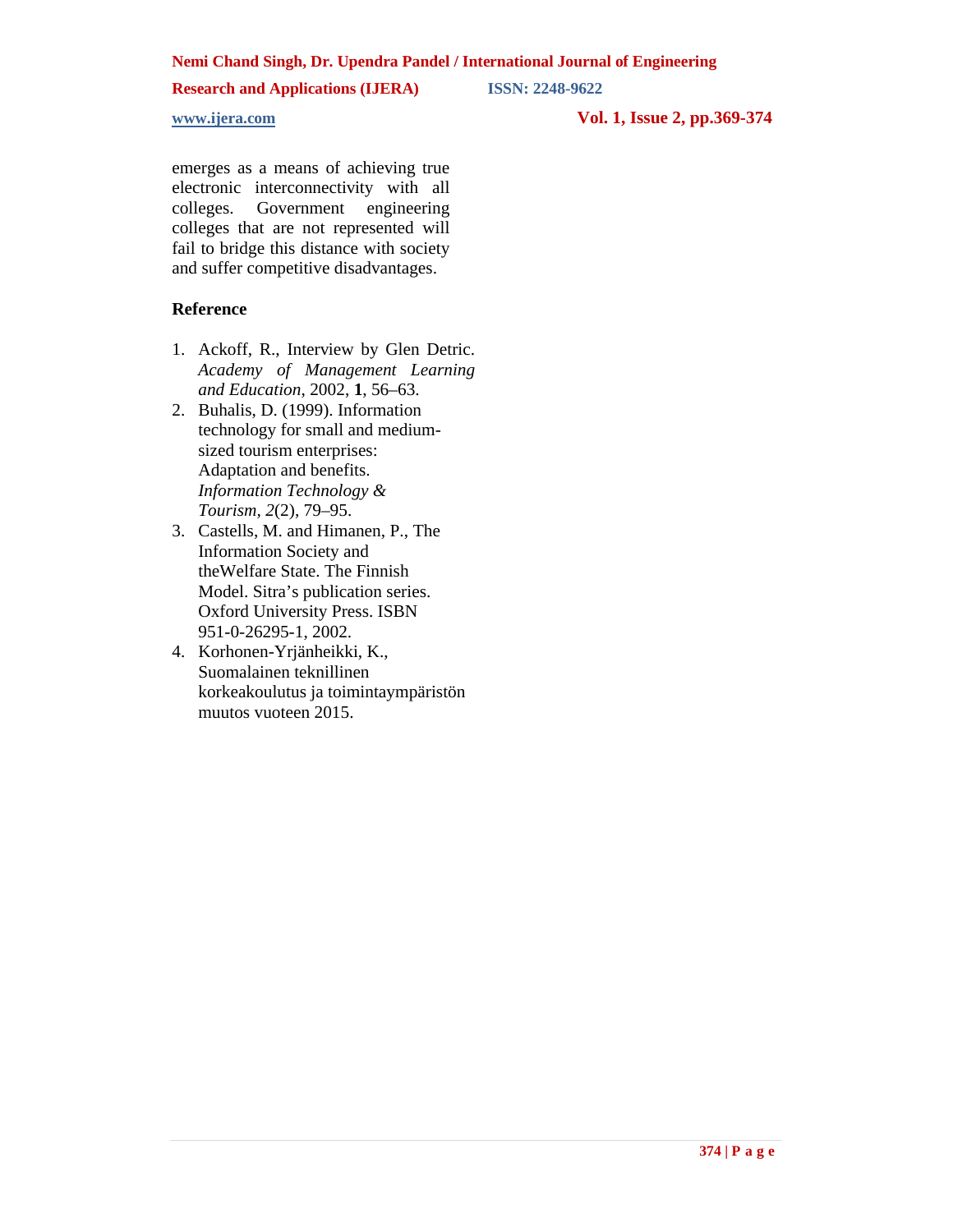emerges as a means of achieving true electronic interconnectivity with all colleges. Government engineering colleges that are not represented will fail to bridge this distance with society and suffer competitive disadvantages.

## Reference

1. Ackoff, R., Interview by Glen Detric. *Academy of Management Learning and Education*, 2002, **1**, 56–63.
2. Buhalis, D. (1999). Information technology for small and medium-sized tourism enterprises: Adaptation and benefits. *Information Technology & Tourism*, *2*(2), 79–95.
3. Castells, M. and Himanen, P., The Information Society and theWelfare State. The Finnish Model. Sitra's publication series. Oxford University Press. ISBN 951-0-26295-1, 2002.
4. Korhonen-Yrjänheikki, K., Suomalainen teknillinen korkeakoulutus ja toimintaympäristön muutos vuoteen 2015.